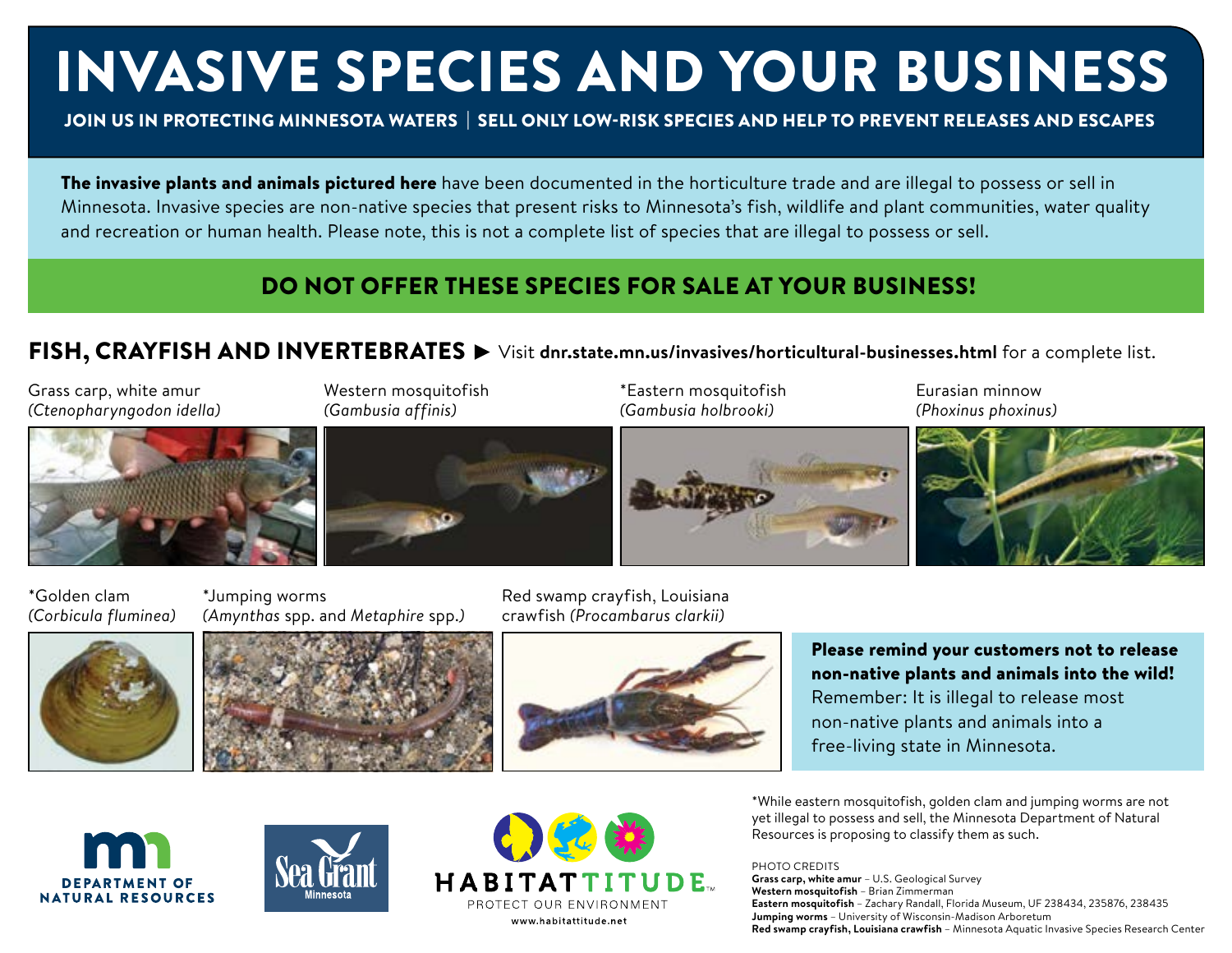# INVASIVE SPECIES AND YOUR BUSINESS

**JOIN US IN PROTECTING MINNESOTA WATERS | SELL ONLY LOW-RISK SPECIES AND HELP TO PREVENT RELEASES AND ESCAPES**

**The invasive plants and animals pictured here** have been documented in the horticulture trade and are illegal to possess or sell in Minnesota. Invasive species are non-native species that present risks to Minnesota's fish, wildlife and plant communities, water quality and recreation or human health. Please note, this is not a complete list of species that are illegal to possess or sell.

## DO NOT OFFER THESE SPECIES FOR SALE AT YOUR BUSINESS!

## FISH, CRAYFISH AND INVERTEBRATES ► Visit **dnr.state.mn.us/invasives/horticultural-businesses.html** for a complete list.

Grass carp, white amur *(Ctenopharyngodon idella)*

Western mosquitofish *(Gambusia affinis)*

*Eastern mosquitofish *(Gambusia holbrooki)*

Eurasian minnow *(Phoxinus phoxinus)*

*Golden clam *(Corbicula fluminea)*

*Jumping worms (*Amynthas* spp. and *Metaphire* spp.)

Red swamp crayfish, Louisiana crawfish *(Procambarus clarkii)*

**Please remind your customers not to release non-native plants and animals into the wild!** Remember: It is illegal to release most non-native plants and animals into a free-living state in Minnesota.

*While eastern mosquitofish, golden clam and jumping worms are not yet illegal to possess and sell, the Minnesota Department of Natural Resources is proposing to classify them as such.

DEPARTMENT OF NATURAL RESOURCES

Sea Grant Minnesota

HABITATTITUDE™ PROTECT OUR ENVIRONMENT www.habitattitude.net

PHOTO CREDITS
**Grass carp, white amur** – U.S. Geological Survey
**Western mosquitofish** – Brian Zimmerman
**Eastern mosquitofish** – Zachary Randall, Florida Museum, UF 238434, 235876, 238435
**Jumping worms** – University of Wisconsin-Madison Arboretum
**Red swamp crayfish, Louisiana crawfish** – Minnesota Aquatic Invasive Species Research Center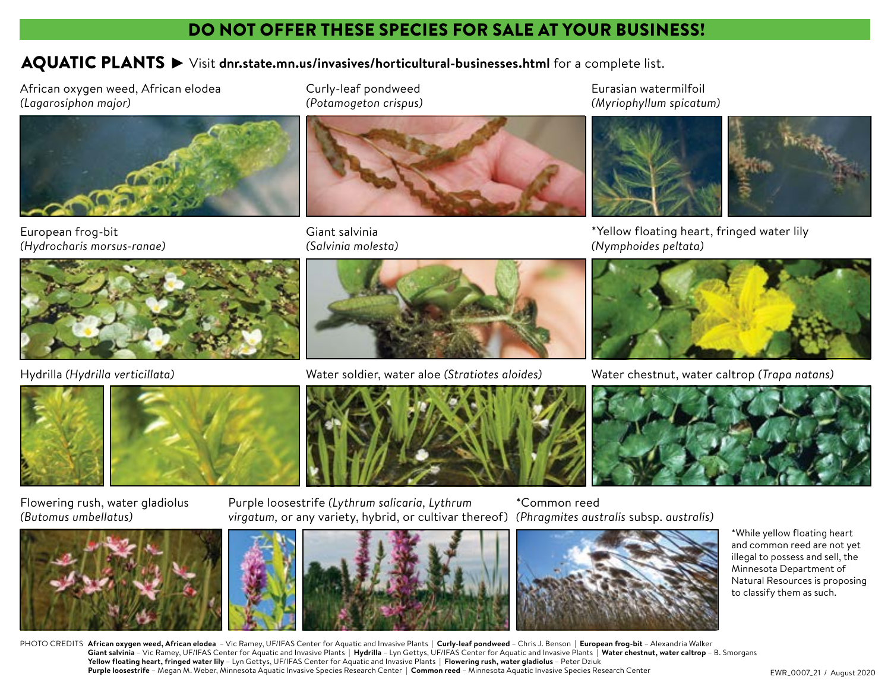# DO NOT OFFER THESE SPECIES FOR SALE AT YOUR BUSINESS!

## AQUATIC PLANTS ► Visit **dnr.state.mn.us/invasives/horticultural-businesses.html** for a complete list.

African oxygen weed, African elodea
*(Lagarosiphon major)*

Curly-leaf pondweed
*(Potamogeton crispus)*

Eurasian watermilfoil
*(Myriophyllum spicatum)*

European frog-bit
*(Hydrocharis morsus-ranae)*

Giant salvinia
*(Salvinia molesta)*

*Yellow floating heart, fringed water lily
*(Nymphoides peltata)*

Hydrilla *(Hydrilla verticillata)*

Water soldier, water aloe *(Stratiotes aloides)*

Water chestnut, water caltrop *(Trapa natans)*

Flowering rush, water gladiolus
*(Butomus umbellatus)*

Purple loosestrife *(Lythrum salicaria, Lythrum virgatum*, or any variety, hybrid, or cultivar thereof)

*Common reed
*(Phragmites australis* subsp. *australis)*

*While yellow floating heart and common reed are not yet illegal to possess and sell, the Minnesota Department of Natural Resources is proposing to classify them as such.

PHOTO CREDITS **African oxygen weed, African elodea** – Vic Ramey, UF/IFAS Center for Aquatic and Invasive Plants | **Curly-leaf pondweed** – Chris J. Benson | **European frog-bit** – Alexandria Walker
**Giant salvinia** – Vic Ramey, UF/IFAS Center for Aquatic and Invasive Plants | **Hydrilla** – Lyn Gettys, UF/IFAS Center for Aquatic and Invasive Plants | **Water chestnut, water caltrop** – B. Smorgans
**Yellow floating heart, fringed water lily** – Lyn Gettys, UF/IFAS Center for Aquatic and Invasive Plants | **Flowering rush, water gladiolus** – Peter Dziuk
**Purple loosestrife** – Megan M. Weber, Minnesota Aquatic Invasive Species Research Center | **Common reed** – Minnesota Aquatic Invasive Species Research Center

EWR_0007_21 / August 2020